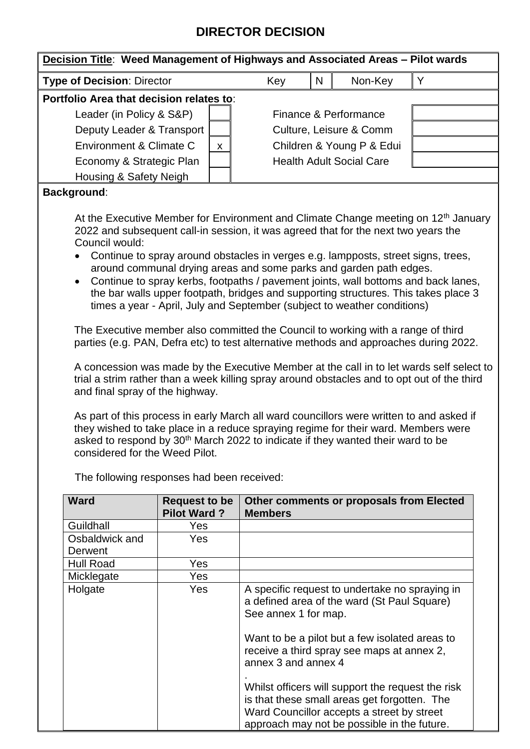# DIRECTOR DECISION

| **Decision Title**: **Weed Management of Highways and Associated Areas – Pilot wards** | | | | |
|---|---|---|---|---|
| **Type of Decision**: Director | Key | N | Non-Key | Y |

**Portfolio Area that decision relates to**:

| | | | |
|---|---|---|---|
| Leader (in Policy & S&P) | | Finance & Performance | |
| Deputy Leader & Transport | | Culture, Leisure & Comm | |
| Environment & Climate C | x | Children & Young P & Edui | |
| Economy & Strategic Plan | | Health Adult Social Care | |
| Housing & Safety Neigh | | | |

**Background**:

At the Executive Member for Environment and Climate Change meeting on 12th January 2022 and subsequent call-in session, it was agreed that for the next two years the Council would:

- Continue to spray around obstacles in verges e.g. lampposts, street signs, trees, around communal drying areas and some parks and garden path edges.
- Continue to spray kerbs, footpaths / pavement joints, wall bottoms and back lanes, the bar walls upper footpath, bridges and supporting structures. This takes place 3 times a year - April, July and September (subject to weather conditions)

The Executive member also committed the Council to working with a range of third parties (e.g. PAN, Defra etc) to test alternative methods and approaches during 2022.

A concession was made by the Executive Member at the call in to let wards self select to trial a strim rather than a week killing spray around obstacles and to opt out of the third and final spray of the highway.

As part of this process in early March all ward councillors were written to and asked if they wished to take place in a reduce spraying regime for their ward. Members were asked to respond by 30th March 2022 to indicate if they wanted their ward to be considered for the Weed Pilot.

The following responses had been received:

| **Ward** | **Request to be Pilot Ward ?** | **Other comments or proposals from Elected Members** |
|---|---|---|
| Guildhall | Yes | |
| Osbaldwick and Derwent | Yes | |
| Hull Road | Yes | |
| Micklegate | Yes | |
| Holgate | Yes | A specific request to undertake no spraying in a defined area of the ward (St Paul Square) See annex 1 for map.<br><br>Want to be a pilot but a few isolated areas to receive a third spray see maps at annex 2, annex 3 and annex 4<br><br>.<br>Whilst officers will support the request the risk is that these small areas get forgotten. The Ward Councillor accepts a street by street approach may not be possible in the future. |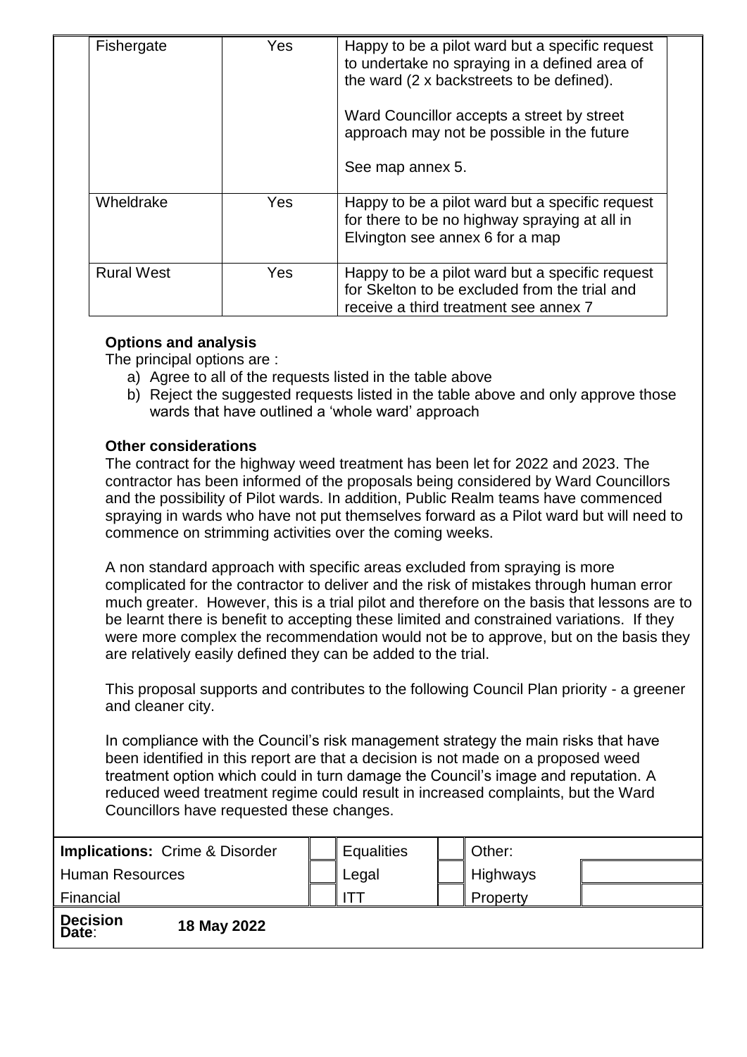| | | |
|---|---|---|
| Fishergate | Yes | Happy to be a pilot ward but a specific request to undertake no spraying in a defined area of the ward (2 x backstreets to be defined).<br><br>Ward Councillor accepts a street by street approach may not be possible in the future<br><br>See map annex 5. |
| Wheldrake | Yes | Happy to be a pilot ward but a specific request for there to be no highway spraying at all in Elvington see annex 6 for a map |
| Rural West | Yes | Happy to be a pilot ward but a specific request for Skelton to be excluded from the trial and receive a third treatment see annex 7 |

**Options and analysis**

The principal options are :

a) Agree to all of the requests listed in the table above
b) Reject the suggested requests listed in the table above and only approve those wards that have outlined a 'whole ward' approach

**Other considerations**

The contract for the highway weed treatment has been let for 2022 and 2023. The contractor has been informed of the proposals being considered by Ward Councillors and the possibility of Pilot wards. In addition, Public Realm teams have commenced spraying in wards who have not put themselves forward as a Pilot ward but will need to commence on strimming activities over the coming weeks.

A non standard approach with specific areas excluded from spraying is more complicated for the contractor to deliver and the risk of mistakes through human error much greater. However, this is a trial pilot and therefore on the basis that lessons are to be learnt there is benefit to accepting these limited and constrained variations. If they were more complex the recommendation would not be to approve, but on the basis they are relatively easily defined they can be added to the trial.

This proposal supports and contributes to the following Council Plan priority - a greener and cleaner city.

In compliance with the Council's risk management strategy the main risks that have been identified in this report are that a decision is not made on a proposed weed treatment option which could in turn damage the Council's image and reputation. A reduced weed treatment regime could result in increased complaints, but the Ward Councillors have requested these changes.

| **Implications:** Crime & Disorder | | Equalities | | Other: | |
|---|---|---|---|---|---|
| Human Resources | | Legal | | Highways | |
| Financial | | ITT | | Property | |

**Decision Date**: **18 May 2022**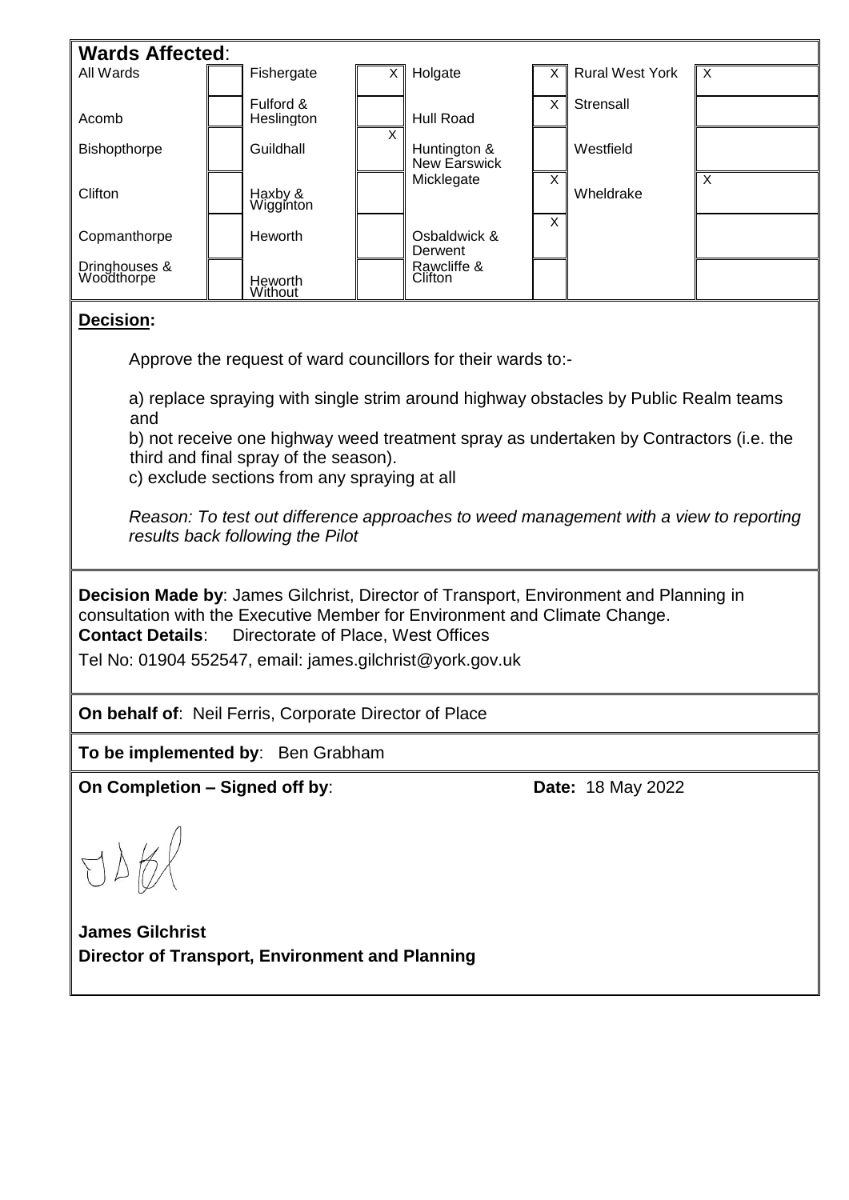**Wards Affected**:

| | | | | | | | |
|---|---|---|---|---|---|---|---|
| All Wards | | Fishergate | X | Holgate | X | Rural West York | X |
| Acomb | | Fulford & Heslington | | Hull Road | X | Strensall | |
| Bishopthorpe | | Guildhall | X | Huntington & New Earswick | | Westfield | |
| Clifton | | Haxby & Wigginton | | Micklegate | X | Wheldrake | X |
| Copmanthorpe | | Heworth | | Osbaldwick & Derwent | X | | |
| Dringhouses & Woodthorpe | | Heworth Without | | Rawcliffe & Clifton | | | |

**Decision:**

Approve the request of ward councillors for their wards to:-

a) replace spraying with single strim around highway obstacles by Public Realm teams and
b) not receive one highway weed treatment spray as undertaken by Contractors (i.e. the third and final spray of the season).
c) exclude sections from any spraying at all

*Reason: To test out difference approaches to weed management with a view to reporting results back following the Pilot*

**Decision Made by**: James Gilchrist, Director of Transport, Environment and Planning in consultation with the Executive Member for Environment and Climate Change.
**Contact Details**: Directorate of Place, West Offices
Tel No: 01904 552547, email: james.gilchrist@york.gov.uk

**On behalf of**: Neil Ferris, Corporate Director of Place

**To be implemented by**: Ben Grabham

**On Completion – Signed off by**: **Date:** 18 May 2022

**James Gilchrist**
**Director of Transport, Environment and Planning**